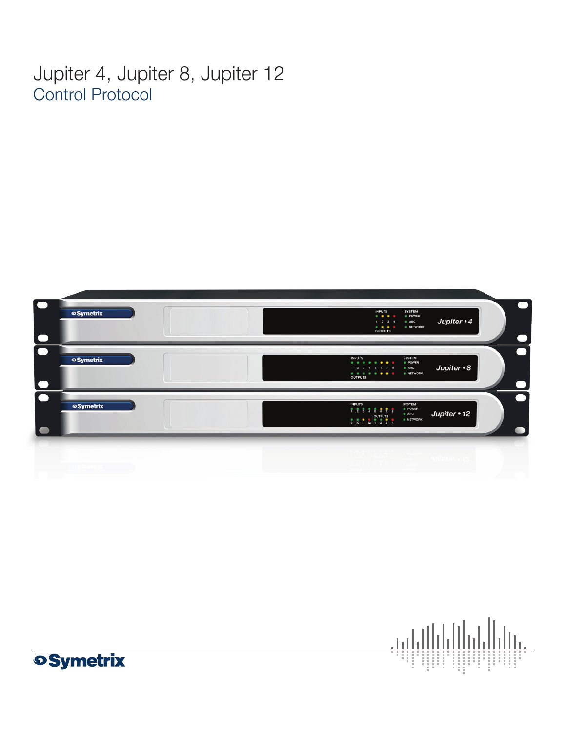# Jupiter 4, Jupiter 8, Jupiter 12

## Control Protocol

Symetrix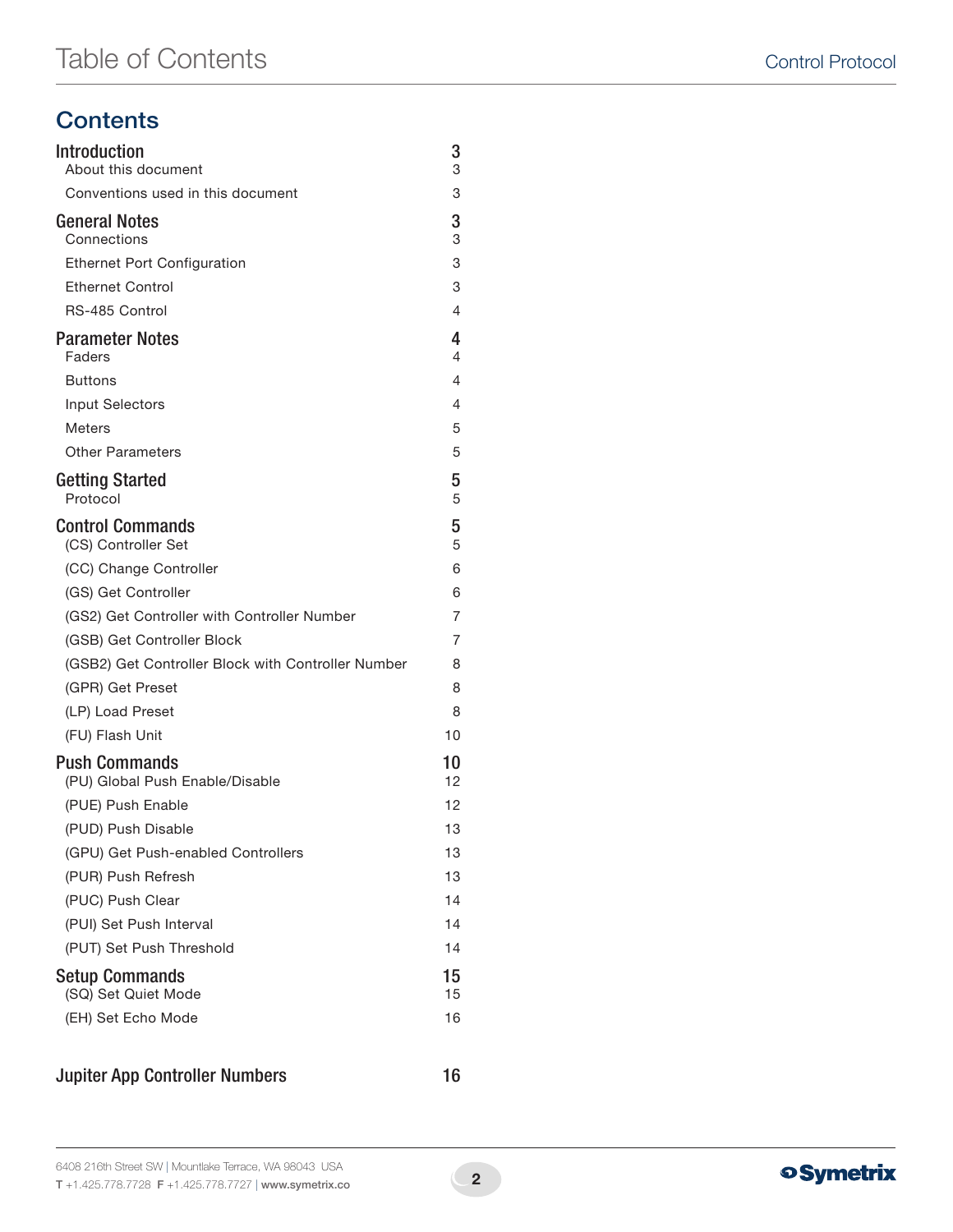# Table of Contents

## Contents

| | |
|---|---|
| **Introduction** | **3** |
| About this document | 3 |
| Conventions used in this document | 3 |
| **General Notes** | **3** |
| Connections | 3 |
| Ethernet Port Configuration | 3 |
| Ethernet Control | 3 |
| RS-485 Control | 4 |
| **Parameter Notes** | **4** |
| Faders | 4 |
| Buttons | 4 |
| Input Selectors | 4 |
| Meters | 5 |
| Other Parameters | 5 |
| **Getting Started** | **5** |
| Protocol | 5 |
| **Control Commands** | **5** |
| (CS) Controller Set | 5 |
| (CC) Change Controller | 6 |
| (GS) Get Controller | 6 |
| (GS2) Get Controller with Controller Number | 7 |
| (GSB) Get Controller Block | 7 |
| (GSB2) Get Controller Block with Controller Number | 8 |
| (GPR) Get Preset | 8 |
| (LP) Load Preset | 8 |
| (FU) Flash Unit | 10 |
| **Push Commands** | **10** |
| (PU) Global Push Enable/Disable | 12 |
| (PUE) Push Enable | 12 |
| (PUD) Push Disable | 13 |
| (GPU) Get Push-enabled Controllers | 13 |
| (PUR) Push Refresh | 13 |
| (PUC) Push Clear | 14 |
| (PUI) Set Push Interval | 14 |
| (PUT) Set Push Threshold | 14 |
| **Setup Commands** | **15** |
| (SQ) Set Quiet Mode | 15 |
| (EH) Set Echo Mode | 16 |
| **Jupiter App Controller Numbers** | **16** |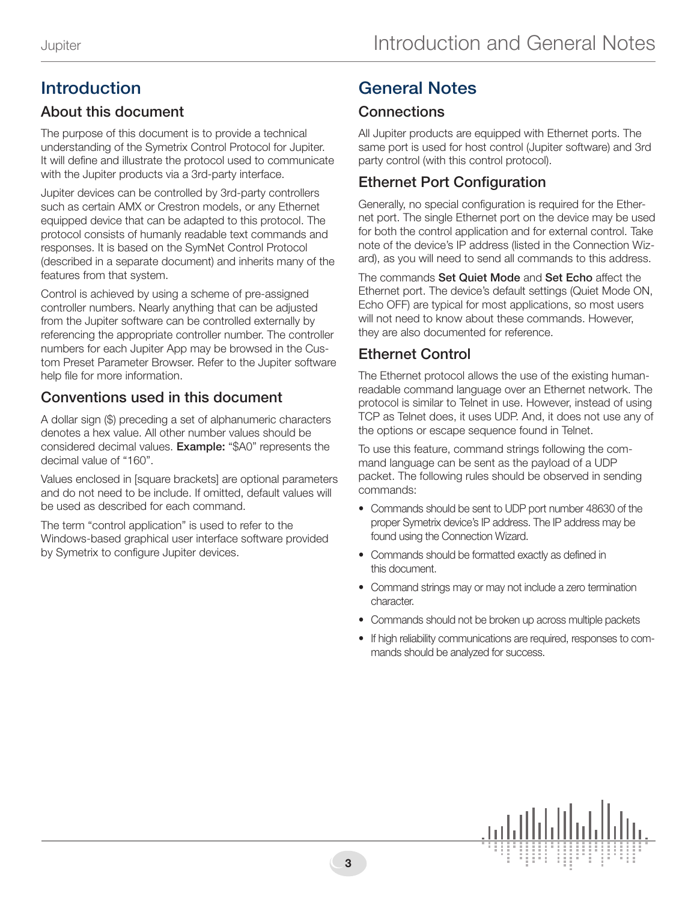## Introduction

### About this document

The purpose of this document is to provide a technical understanding of the Symetrix Control Protocol for Jupiter. It will define and illustrate the protocol used to communicate with the Jupiter products via a 3rd-party interface.

Jupiter devices can be controlled by 3rd-party controllers such as certain AMX or Crestron models, or any Ethernet equipped device that can be adapted to this protocol. The protocol consists of humanly readable text commands and responses. It is based on the SymNet Control Protocol (described in a separate document) and inherits many of the features from that system.

Control is achieved by using a scheme of pre-assigned controller numbers. Nearly anything that can be adjusted from the Jupiter software can be controlled externally by referencing the appropriate controller number. The controller numbers for each Jupiter App may be browsed in the Custom Preset Parameter Browser. Refer to the Jupiter software help file for more information.

### Conventions used in this document

A dollar sign ($) preceding a set of alphanumeric characters denotes a hex value. All other number values should be considered decimal values. **Example:** "$A0" represents the decimal value of "160".

Values enclosed in [square brackets] are optional parameters and do not need to be include. If omitted, default values will be used as described for each command.

The term "control application" is used to refer to the Windows-based graphical user interface software provided by Symetrix to configure Jupiter devices.

## General Notes

### Connections

All Jupiter products are equipped with Ethernet ports. The same port is used for host control (Jupiter software) and 3rd party control (with this control protocol).

### Ethernet Port Configuration

Generally, no special configuration is required for the Ethernet port. The single Ethernet port on the device may be used for both the control application and for external control. Take note of the device's IP address (listed in the Connection Wizard), as you will need to send all commands to this address.

The commands **Set Quiet Mode** and **Set Echo** affect the Ethernet port. The device's default settings (Quiet Mode ON, Echo OFF) are typical for most applications, so most users will not need to know about these commands. However, they are also documented for reference.

### Ethernet Control

The Ethernet protocol allows the use of the existing human-readable command language over an Ethernet network. The protocol is similar to Telnet in use. However, instead of using TCP as Telnet does, it uses UDP. And, it does not use any of the options or escape sequence found in Telnet.

To use this feature, command strings following the command language can be sent as the payload of a UDP packet. The following rules should be observed in sending commands:

- Commands should be sent to UDP port number 48630 of the proper Symetrix device's IP address. The IP address may be found using the Connection Wizard.
- Commands should be formatted exactly as defined in this document.
- Command strings may or may not include a zero termination character.
- Commands should not be broken up across multiple packets
- If high reliability communications are required, responses to commands should be analyzed for success.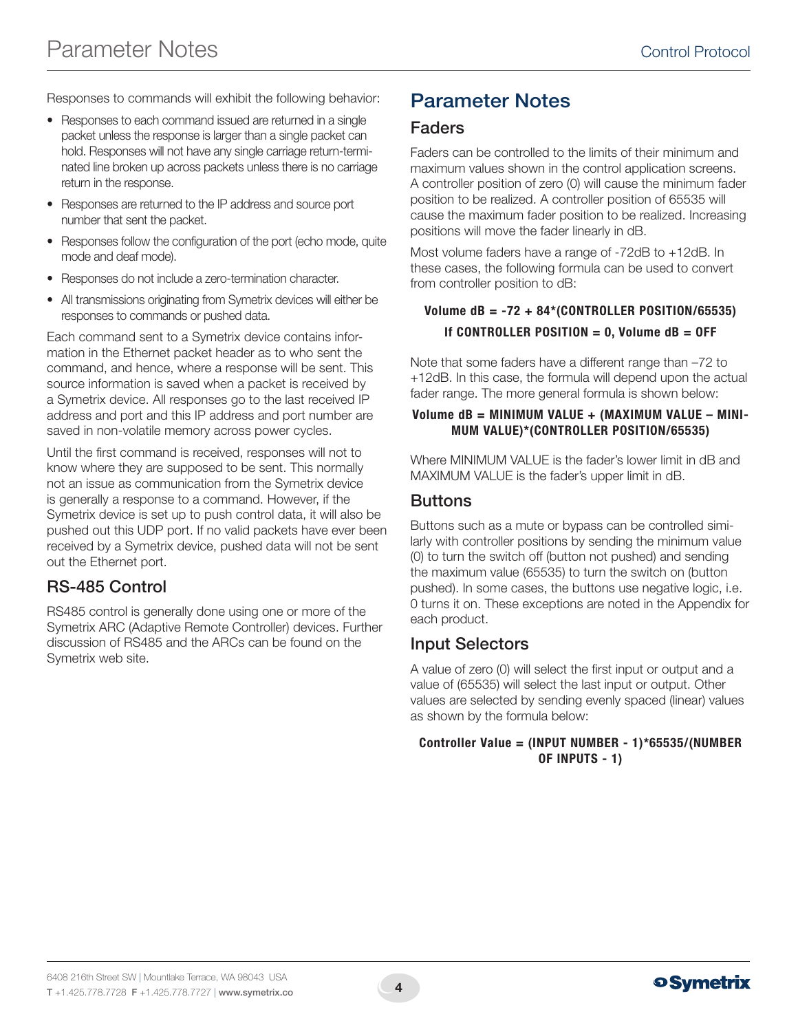Responses to commands will exhibit the following behavior:

- Responses to each command issued are returned in a single packet unless the response is larger than a single packet can hold. Responses will not have any single carriage return-terminated line broken up across packets unless there is no carriage return in the response.
- Responses are returned to the IP address and source port number that sent the packet.
- Responses follow the configuration of the port (echo mode, quite mode and deaf mode).
- Responses do not include a zero-termination character.
- All transmissions originating from Symetrix devices will either be responses to commands or pushed data.

Each command sent to a Symetrix device contains information in the Ethernet packet header as to who sent the command, and hence, where a response will be sent. This source information is saved when a packet is received by a Symetrix device. All responses go to the last received IP address and port and this IP address and port number are saved in non-volatile memory across power cycles.

Until the first command is received, responses will not to know where they are supposed to be sent. This normally not an issue as communication from the Symetrix device is generally a response to a command. However, if the Symetrix device is set up to push control data, it will also be pushed out this UDP port. If no valid packets have ever been received by a Symetrix device, pushed data will not be sent out the Ethernet port.

## RS-485 Control

RS485 control is generally done using one or more of the Symetrix ARC (Adaptive Remote Controller) devices. Further discussion of RS485 and the ARCs can be found on the Symetrix web site.

# Parameter Notes

## Faders

Faders can be controlled to the limits of their minimum and maximum values shown in the control application screens. A controller position of zero (0) will cause the minimum fader position to be realized. A controller position of 65535 will cause the maximum fader position to be realized. Increasing positions will move the fader linearly in dB.

Most volume faders have a range of -72dB to +12dB. In these cases, the following formula can be used to convert from controller position to dB:

**Volume dB = -72 + 84*(CONTROLLER POSITION/65535)**

**If CONTROLLER POSITION = 0, Volume dB = OFF**

Note that some faders have a different range than –72 to +12dB. In this case, the formula will depend upon the actual fader range. The more general formula is shown below:

**Volume dB = MINIMUM VALUE + (MAXIMUM VALUE – MINIMUM VALUE)*(CONTROLLER POSITION/65535)**

Where MINIMUM VALUE is the fader's lower limit in dB and MAXIMUM VALUE is the fader's upper limit in dB.

## Buttons

Buttons such as a mute or bypass can be controlled similarly with controller positions by sending the minimum value (0) to turn the switch off (button not pushed) and sending the maximum value (65535) to turn the switch on (button pushed). In some cases, the buttons use negative logic, i.e. 0 turns it on. These exceptions are noted in the Appendix for each product.

## Input Selectors

A value of zero (0) will select the first input or output and a value of (65535) will select the last input or output. Other values are selected by sending evenly spaced (linear) values as shown by the formula below:

**Controller Value = (INPUT NUMBER - 1)*65535/(NUMBER OF INPUTS - 1)**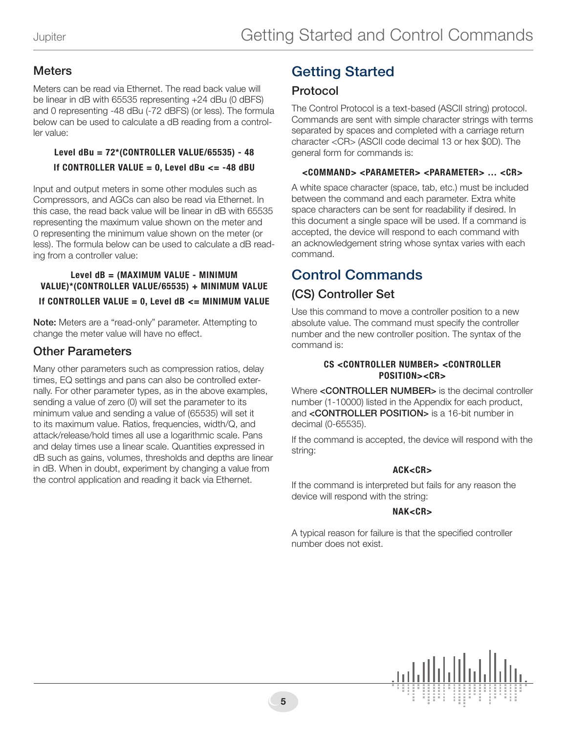## Meters

Meters can be read via Ethernet. The read back value will be linear in dB with 65535 representing +24 dBu (0 dBFS) and 0 representing -48 dBu (-72 dBFS) (or less). The formula below can be used to calculate a dB reading from a controller value:

**Level dBu = 72*(CONTROLLER VALUE/65535) - 48**

**If CONTROLLER VALUE = 0, Level dBu <= -48 dBU**

Input and output meters in some other modules such as Compressors, and AGCs can also be read via Ethernet. In this case, the read back value will be linear in dB with 65535 representing the maximum value shown on the meter and 0 representing the minimum value shown on the meter (or less). The formula below can be used to calculate a dB reading from a controller value:

**Level dB = (MAXIMUM VALUE - MINIMUM VALUE)*(CONTROLLER VALUE/65535) + MINIMUM VALUE**

**If CONTROLLER VALUE = 0, Level dB <= MINIMUM VALUE**

**Note:** Meters are a "read-only" parameter. Attempting to change the meter value will have no effect.

## Other Parameters

Many other parameters such as compression ratios, delay times, EQ settings and pans can also be controlled externally. For other parameter types, as in the above examples, sending a value of zero (0) will set the parameter to its minimum value and sending a value of (65535) will set it to its maximum value. Ratios, frequencies, width/Q, and attack/release/hold times all use a logarithmic scale. Pans and delay times use a linear scale. Quantities expressed in dB such as gains, volumes, thresholds and depths are linear in dB. When in doubt, experiment by changing a value from the control application and reading it back via Ethernet.

# Getting Started

## Protocol

The Control Protocol is a text-based (ASCII string) protocol. Commands are sent with simple character strings with terms separated by spaces and completed with a carriage return character <CR> (ASCII code decimal 13 or hex $0D). The general form for commands is:

**<COMMAND> <PARAMETER> <PARAMETER> ... <CR>**

A white space character (space, tab, etc.) must be included between the command and each parameter. Extra white space characters can be sent for readability if desired. In this document a single space will be used. If a command is accepted, the device will respond to each command with an acknowledgement string whose syntax varies with each command.

# Control Commands

## (CS) Controller Set

Use this command to move a controller position to a new absolute value. The command must specify the controller number and the new controller position. The syntax of the command is:

**CS <CONTROLLER NUMBER> <CONTROLLER POSITION><CR>**

Where **<CONTROLLER NUMBER>** is the decimal controller number (1-10000) listed in the Appendix for each product, and **<CONTROLLER POSITION>** is a 16-bit number in decimal (0-65535).

If the command is accepted, the device will respond with the string:

**ACK<CR>**

If the command is interpreted but fails for any reason the device will respond with the string:

**NAK<CR>**

A typical reason for failure is that the specified controller number does not exist.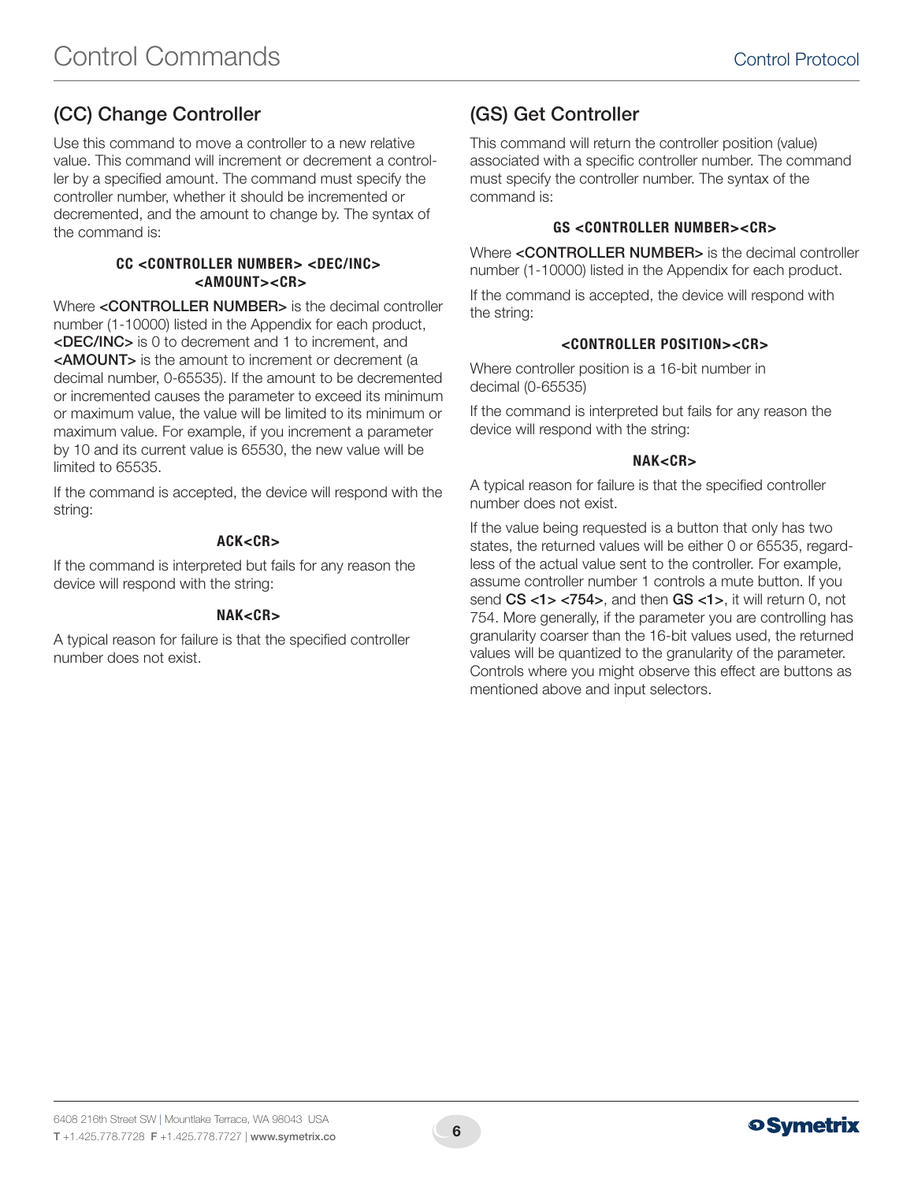## (CC) Change Controller

Use this command to move a controller to a new relative value. This command will increment or decrement a controller by a specified amount. The command must specify the controller number, whether it should be incremented or decremented, and the amount to change by. The syntax of the command is:

**CC <CONTROLLER NUMBER> <DEC/INC> <AMOUNT><CR>**

Where **<CONTROLLER NUMBER>** is the decimal controller number (1-10000) listed in the Appendix for each product, **<DEC/INC>** is 0 to decrement and 1 to increment, and **<AMOUNT>** is the amount to increment or decrement (a decimal number, 0-65535). If the amount to be decremented or incremented causes the parameter to exceed its minimum or maximum value, the value will be limited to its minimum or maximum value. For example, if you increment a parameter by 10 and its current value is 65530, the new value will be limited to 65535.

If the command is accepted, the device will respond with the string:

**ACK<CR>**

If the command is interpreted but fails for any reason the device will respond with the string:

**NAK<CR>**

A typical reason for failure is that the specified controller number does not exist.

## (GS) Get Controller

This command will return the controller position (value) associated with a specific controller number. The command must specify the controller number. The syntax of the command is:

**GS <CONTROLLER NUMBER><CR>**

Where **<CONTROLLER NUMBER>** is the decimal controller number (1-10000) listed in the Appendix for each product.

If the command is accepted, the device will respond with the string:

**<CONTROLLER POSITION><CR>**

Where controller position is a 16-bit number in decimal (0-65535)

If the command is interpreted but fails for any reason the device will respond with the string:

**NAK<CR>**

A typical reason for failure is that the specified controller number does not exist.

If the value being requested is a button that only has two states, the returned values will be either 0 or 65535, regardless of the actual value sent to the controller. For example, assume controller number 1 controls a mute button. If you send **CS <1> <754>**, and then **GS <1>**, it will return 0, not 754. More generally, if the parameter you are controlling has granularity coarser than the 16-bit values used, the returned values will be quantized to the granularity of the parameter. Controls where you might observe this effect are buttons as mentioned above and input selectors.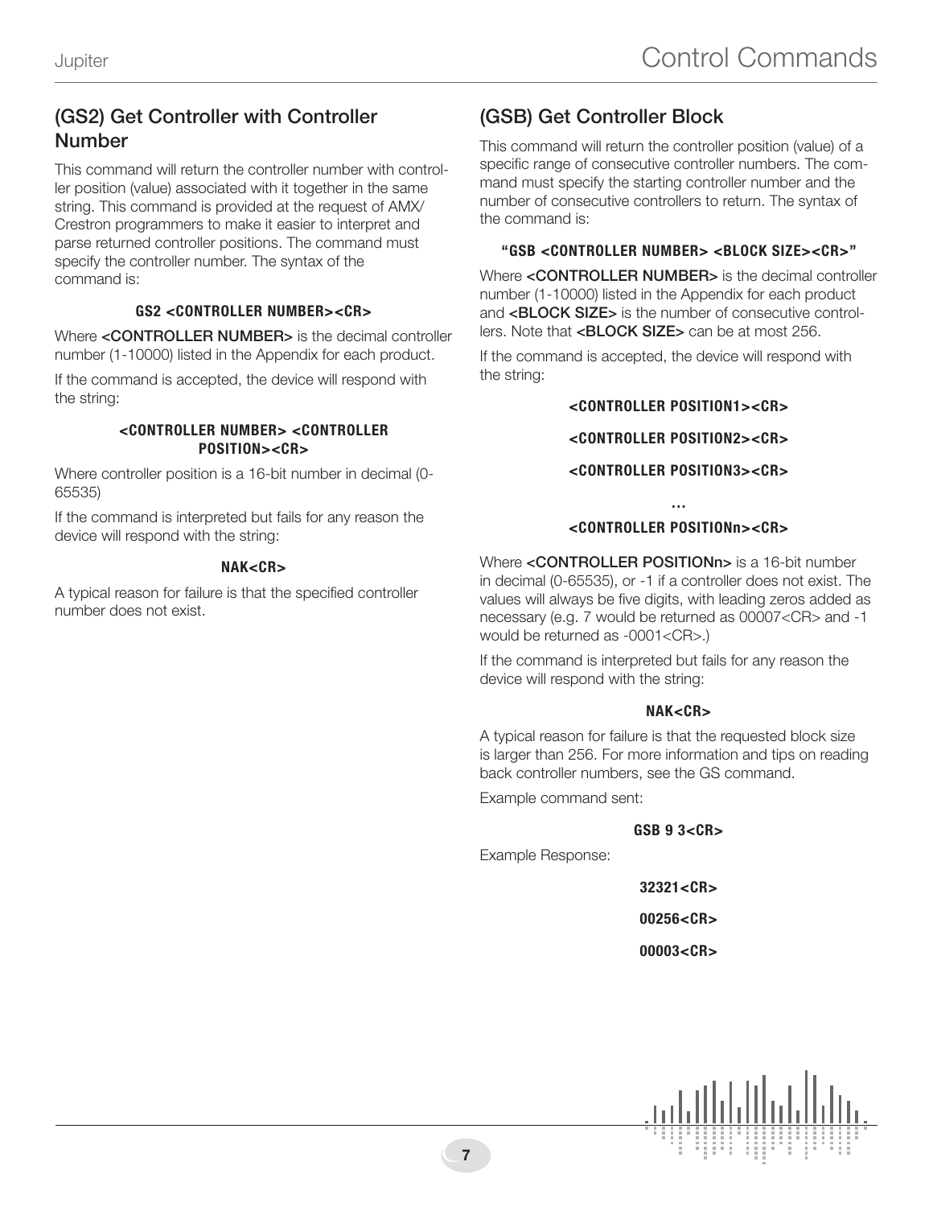## (GS2) Get Controller with Controller Number

This command will return the controller number with controller position (value) associated with it together in the same string. This command is provided at the request of AMX/ Crestron programmers to make it easier to interpret and parse returned controller positions. The command must specify the controller number. The syntax of the command is:

**GS2 <CONTROLLER NUMBER><CR>**

Where **<CONTROLLER NUMBER>** is the decimal controller number (1-10000) listed in the Appendix for each product.

If the command is accepted, the device will respond with the string:

**<CONTROLLER NUMBER> <CONTROLLER POSITION><CR>**

Where controller position is a 16-bit number in decimal (0-65535)

If the command is interpreted but fails for any reason the device will respond with the string:

**NAK<CR>**

A typical reason for failure is that the specified controller number does not exist.

## (GSB) Get Controller Block

This command will return the controller position (value) of a specific range of consecutive controller numbers. The command must specify the starting controller number and the number of consecutive controllers to return. The syntax of the command is:

**"GSB <CONTROLLER NUMBER> <BLOCK SIZE><CR>"**

Where **<CONTROLLER NUMBER>** is the decimal controller number (1-10000) listed in the Appendix for each product and **<BLOCK SIZE>** is the number of consecutive controllers. Note that **<BLOCK SIZE>** can be at most 256.

If the command is accepted, the device will respond with the string:

**<CONTROLLER POSITION1><CR>**

**<CONTROLLER POSITION2><CR>**

**<CONTROLLER POSITION3><CR>**

**...**

**<CONTROLLER POSITIONn><CR>**

Where **<CONTROLLER POSITIONn>** is a 16-bit number in decimal (0-65535), or -1 if a controller does not exist. The values will always be five digits, with leading zeros added as necessary (e.g. 7 would be returned as 00007<CR> and -1 would be returned as -0001<CR>.)

If the command is interpreted but fails for any reason the device will respond with the string:

**NAK<CR>**

A typical reason for failure is that the requested block size is larger than 256. For more information and tips on reading back controller numbers, see the GS command.

Example command sent:

**GSB 9 3<CR>**

Example Response:

**32321<CR>**

**00256<CR>**

**00003<CR>**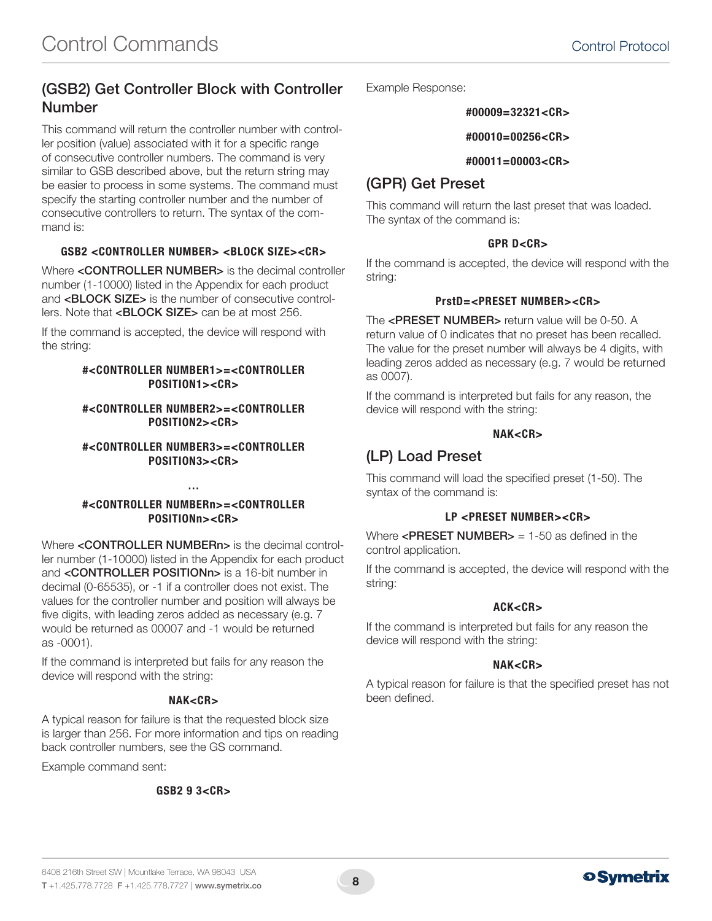## (GSB2) Get Controller Block with Controller Number

This command will return the controller number with controller position (value) associated with it for a specific range of consecutive controller numbers. The command is very similar to GSB described above, but the return string may be easier to process in some systems. The command must specify the starting controller number and the number of consecutive controllers to return. The syntax of the command is:

**GSB2 <CONTROLLER NUMBER> <BLOCK SIZE><CR>**

Where **<CONTROLLER NUMBER>** is the decimal controller number (1-10000) listed in the Appendix for each product and **<BLOCK SIZE>** is the number of consecutive controllers. Note that **<BLOCK SIZE>** can be at most 256.

If the command is accepted, the device will respond with the string:

**#<CONTROLLER NUMBER1>=<CONTROLLER POSITION1><CR>**

**#<CONTROLLER NUMBER2>=<CONTROLLER POSITION2><CR>**

**#<CONTROLLER NUMBER3>=<CONTROLLER POSITION3><CR>**

**...**

**#<CONTROLLER NUMBERn>=<CONTROLLER POSITIONn><CR>**

Where **<CONTROLLER NUMBERn>** is the decimal controller number (1-10000) listed in the Appendix for each product and **<CONTROLLER POSITIONn>** is a 16-bit number in decimal (0-65535), or -1 if a controller does not exist. The values for the controller number and position will always be five digits, with leading zeros added as necessary (e.g. 7 would be returned as 00007 and -1 would be returned as -0001).

If the command is interpreted but fails for any reason the device will respond with the string:

**NAK<CR>**

A typical reason for failure is that the requested block size is larger than 256. For more information and tips on reading back controller numbers, see the GS command.

Example command sent:

**GSB2 9 3<CR>**

Example Response:

**#00009=32321<CR>**

**#00010=00256<CR>**

**#00011=00003<CR>**

## (GPR) Get Preset

This command will return the last preset that was loaded. The syntax of the command is:

**GPR D<CR>**

If the command is accepted, the device will respond with the string:

**PrstD=<PRESET NUMBER><CR>**

The **<PRESET NUMBER>** return value will be 0-50. A return value of 0 indicates that no preset has been recalled. The value for the preset number will always be 4 digits, with leading zeros added as necessary (e.g. 7 would be returned as 0007).

If the command is interpreted but fails for any reason, the device will respond with the string:

**NAK<CR>**

## (LP) Load Preset

This command will load the specified preset (1-50). The syntax of the command is:

**LP <PRESET NUMBER><CR>**

Where **<PRESET NUMBER>** = 1-50 as defined in the control application.

If the command is accepted, the device will respond with the string:

**ACK<CR>**

If the command is interpreted but fails for any reason the device will respond with the string:

**NAK<CR>**

A typical reason for failure is that the specified preset has not been defined.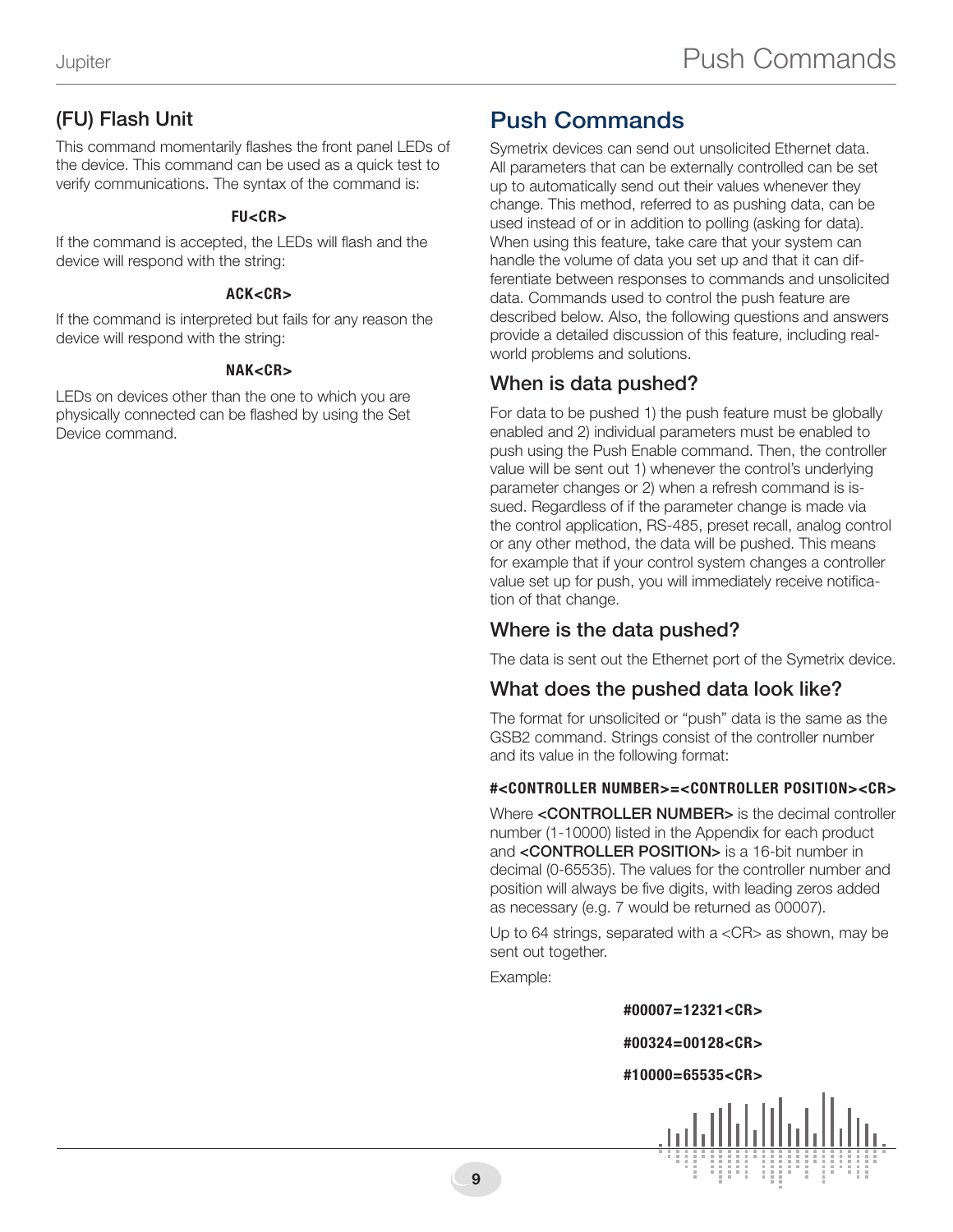## (FU) Flash Unit

This command momentarily flashes the front panel LEDs of the device. This command can be used as a quick test to verify communications. The syntax of the command is:

**FU<CR>**

If the command is accepted, the LEDs will flash and the device will respond with the string:

**ACK<CR>**

If the command is interpreted but fails for any reason the device will respond with the string:

**NAK<CR>**

LEDs on devices other than the one to which you are physically connected can be flashed by using the Set Device command.

# Push Commands

Symetrix devices can send out unsolicited Ethernet data. All parameters that can be externally controlled can be set up to automatically send out their values whenever they change. This method, referred to as pushing data, can be used instead of or in addition to polling (asking for data). When using this feature, take care that your system can handle the volume of data you set up and that it can differentiate between responses to commands and unsolicited data. Commands used to control the push feature are described below. Also, the following questions and answers provide a detailed discussion of this feature, including real-world problems and solutions.

## When is data pushed?

For data to be pushed 1) the push feature must be globally enabled and 2) individual parameters must be enabled to push using the Push Enable command. Then, the controller value will be sent out 1) whenever the control's underlying parameter changes or 2) when a refresh command is issued. Regardless of if the parameter change is made via the control application, RS-485, preset recall, analog control or any other method, the data will be pushed. This means for example that if your control system changes a controller value set up for push, you will immediately receive notification of that change.

## Where is the data pushed?

The data is sent out the Ethernet port of the Symetrix device.

## What does the pushed data look like?

The format for unsolicited or "push" data is the same as the GSB2 command. Strings consist of the controller number and its value in the following format:

**#<CONTROLLER NUMBER>=<CONTROLLER POSITION><CR>**

Where **<CONTROLLER NUMBER>** is the decimal controller number (1-10000) listed in the Appendix for each product and **<CONTROLLER POSITION>** is a 16-bit number in decimal (0-65535). The values for the controller number and position will always be five digits, with leading zeros added as necessary (e.g. 7 would be returned as 00007).

Up to 64 strings, separated with a <CR> as shown, may be sent out together.

Example:

**#00007=12321<CR>**

**#00324=00128<CR>**

**#10000=65535<CR>**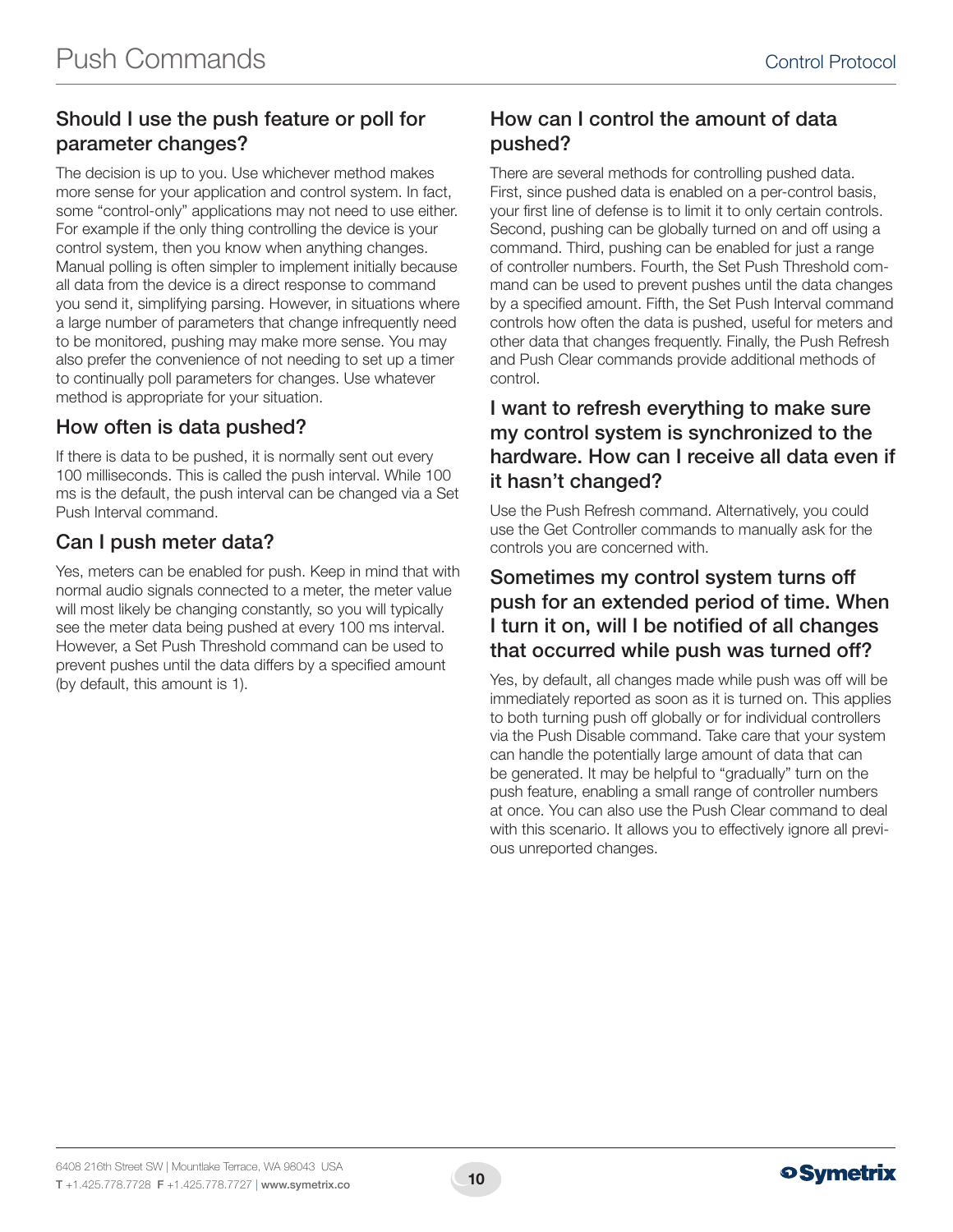# Push Commands

## Should I use the push feature or poll for parameter changes?

The decision is up to you. Use whichever method makes more sense for your application and control system. In fact, some "control-only" applications may not need to use either. For example if the only thing controlling the device is your control system, then you know when anything changes. Manual polling is often simpler to implement initially because all data from the device is a direct response to command you send it, simplifying parsing. However, in situations where a large number of parameters that change infrequently need to be monitored, pushing may make more sense. You may also prefer the convenience of not needing to set up a timer to continually poll parameters for changes. Use whatever method is appropriate for your situation.

## How often is data pushed?

If there is data to be pushed, it is normally sent out every 100 milliseconds. This is called the push interval. While 100 ms is the default, the push interval can be changed via a Set Push Interval command.

## Can I push meter data?

Yes, meters can be enabled for push. Keep in mind that with normal audio signals connected to a meter, the meter value will most likely be changing constantly, so you will typically see the meter data being pushed at every 100 ms interval. However, a Set Push Threshold command can be used to prevent pushes until the data differs by a specified amount (by default, this amount is 1).

## How can I control the amount of data pushed?

There are several methods for controlling pushed data. First, since pushed data is enabled on a per-control basis, your first line of defense is to limit it to only certain controls. Second, pushing can be globally turned on and off using a command. Third, pushing can be enabled for just a range of controller numbers. Fourth, the Set Push Threshold command can be used to prevent pushes until the data changes by a specified amount. Fifth, the Set Push Interval command controls how often the data is pushed, useful for meters and other data that changes frequently. Finally, the Push Refresh and Push Clear commands provide additional methods of control.

## I want to refresh everything to make sure my control system is synchronized to the hardware. How can I receive all data even if it hasn't changed?

Use the Push Refresh command. Alternatively, you could use the Get Controller commands to manually ask for the controls you are concerned with.

## Sometimes my control system turns off push for an extended period of time. When I turn it on, will I be notified of all changes that occurred while push was turned off?

Yes, by default, all changes made while push was off will be immediately reported as soon as it is turned on. This applies to both turning push off globally or for individual controllers via the Push Disable command. Take care that your system can handle the potentially large amount of data that can be generated. It may be helpful to "gradually" turn on the push feature, enabling a small range of controller numbers at once. You can also use the Push Clear command to deal with this scenario. It allows you to effectively ignore all previous unreported changes.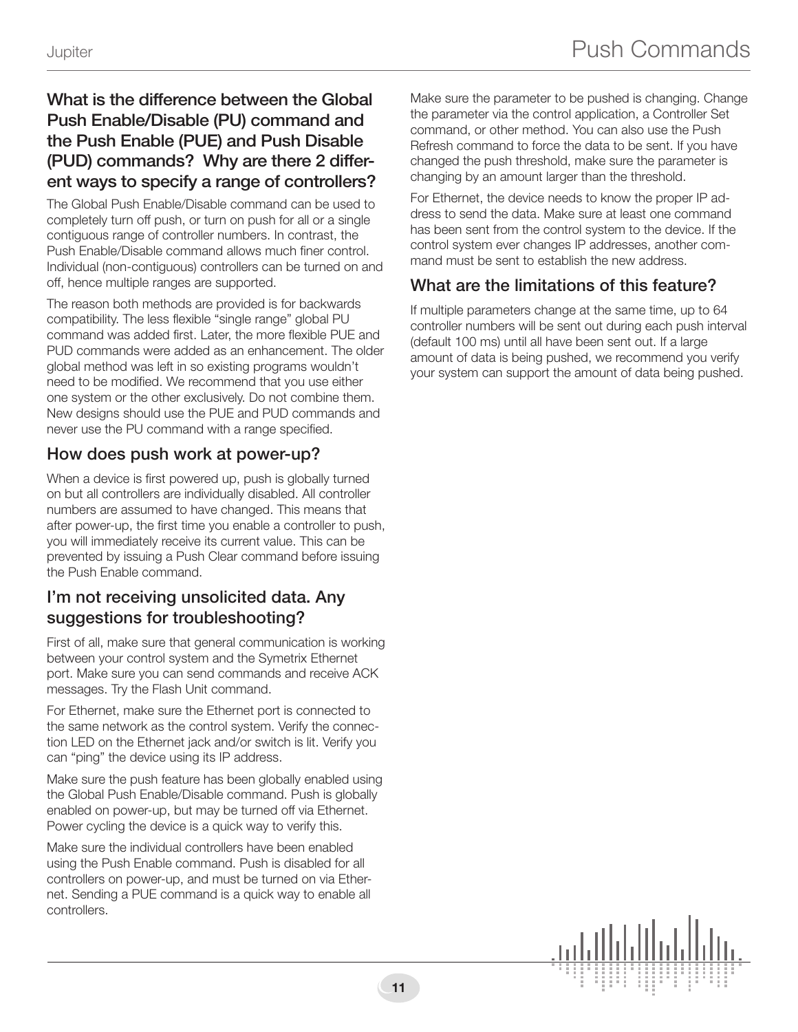## What is the difference between the Global Push Enable/Disable (PU) command and the Push Enable (PUE) and Push Disable (PUD) commands? Why are there 2 different ways to specify a range of controllers?

The Global Push Enable/Disable command can be used to completely turn off push, or turn on push for all or a single contiguous range of controller numbers. In contrast, the Push Enable/Disable command allows much finer control. Individual (non-contiguous) controllers can be turned on and off, hence multiple ranges are supported.

The reason both methods are provided is for backwards compatibility. The less flexible "single range" global PU command was added first. Later, the more flexible PUE and PUD commands were added as an enhancement. The older global method was left in so existing programs wouldn't need to be modified. We recommend that you use either one system or the other exclusively. Do not combine them. New designs should use the PUE and PUD commands and never use the PU command with a range specified.

## How does push work at power-up?

When a device is first powered up, push is globally turned on but all controllers are individually disabled. All controller numbers are assumed to have changed. This means that after power-up, the first time you enable a controller to push, you will immediately receive its current value. This can be prevented by issuing a Push Clear command before issuing the Push Enable command.

## I'm not receiving unsolicited data. Any suggestions for troubleshooting?

First of all, make sure that general communication is working between your control system and the Symetrix Ethernet port. Make sure you can send commands and receive ACK messages. Try the Flash Unit command.

For Ethernet, make sure the Ethernet port is connected to the same network as the control system. Verify the connection LED on the Ethernet jack and/or switch is lit. Verify you can "ping" the device using its IP address.

Make sure the push feature has been globally enabled using the Global Push Enable/Disable command. Push is globally enabled on power-up, but may be turned off via Ethernet. Power cycling the device is a quick way to verify this.

Make sure the individual controllers have been enabled using the Push Enable command. Push is disabled for all controllers on power-up, and must be turned on via Ethernet. Sending a PUE command is a quick way to enable all controllers.

Make sure the parameter to be pushed is changing. Change the parameter via the control application, a Controller Set command, or other method. You can also use the Push Refresh command to force the data to be sent. If you have changed the push threshold, make sure the parameter is changing by an amount larger than the threshold.

For Ethernet, the device needs to know the proper IP address to send the data. Make sure at least one command has been sent from the control system to the device. If the control system ever changes IP addresses, another command must be sent to establish the new address.

## What are the limitations of this feature?

If multiple parameters change at the same time, up to 64 controller numbers will be sent out during each push interval (default 100 ms) until all have been sent out. If a large amount of data is being pushed, we recommend you verify your system can support the amount of data being pushed.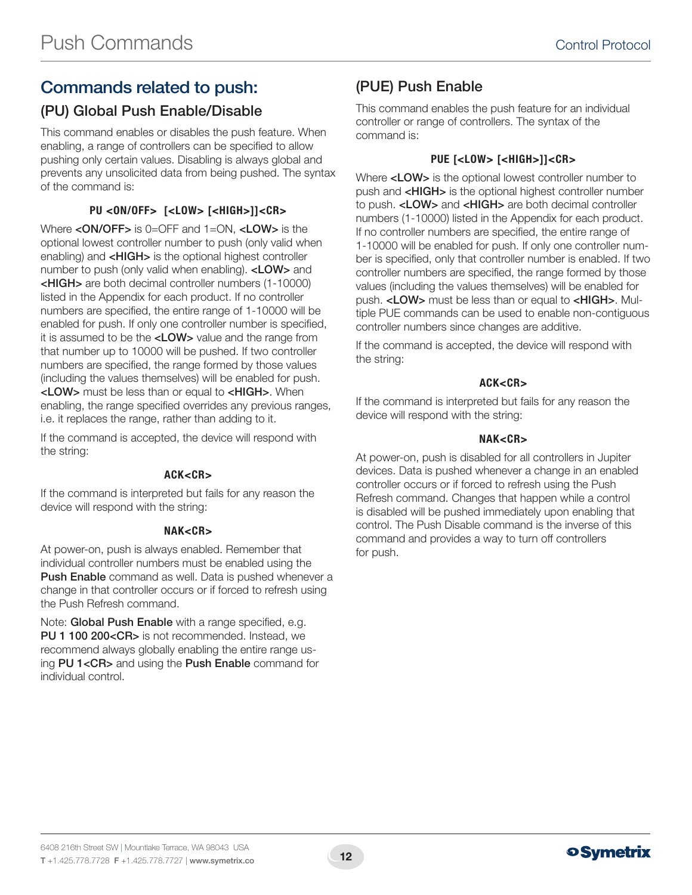## Commands related to push:

### (PU) Global Push Enable/Disable

This command enables or disables the push feature. When enabling, a range of controllers can be specified to allow pushing only certain values. Disabling is always global and prevents any unsolicited data from being pushed. The syntax of the command is:

**PU <ON/OFF> [<LOW> [<HIGH>]]<CR>**

Where **<ON/OFF>** is 0=OFF and 1=ON, **<LOW>** is the optional lowest controller number to push (only valid when enabling) and **<HIGH>** is the optional highest controller number to push (only valid when enabling). **<LOW>** and **<HIGH>** are both decimal controller numbers (1-10000) listed in the Appendix for each product. If no controller numbers are specified, the entire range of 1-10000 will be enabled for push. If only one controller number is specified, it is assumed to be the **<LOW>** value and the range from that number up to 10000 will be pushed. If two controller numbers are specified, the range formed by those values (including the values themselves) will be enabled for push. **<LOW>** must be less than or equal to **<HIGH>**. When enabling, the range specified overrides any previous ranges, i.e. it replaces the range, rather than adding to it.

If the command is accepted, the device will respond with the string:

**ACK<CR>**

If the command is interpreted but fails for any reason the device will respond with the string:

**NAK<CR>**

At power-on, push is always enabled. Remember that individual controller numbers must be enabled using the **Push Enable** command as well. Data is pushed whenever a change in that controller occurs or if forced to refresh using the Push Refresh command.

Note: **Global Push Enable** with a range specified, e.g. **PU 1 100 200<CR>** is not recommended. Instead, we recommend always globally enabling the entire range using **PU 1<CR>** and using the **Push Enable** command for individual control.

### (PUE) Push Enable

This command enables the push feature for an individual controller or range of controllers. The syntax of the command is:

**PUE [<LOW> [<HIGH>]]<CR>**

Where **<LOW>** is the optional lowest controller number to push and **<HIGH>** is the optional highest controller number to push. **<LOW>** and **<HIGH>** are both decimal controller numbers (1-10000) listed in the Appendix for each product. If no controller numbers are specified, the entire range of 1-10000 will be enabled for push. If only one controller number is specified, only that controller number is enabled. If two controller numbers are specified, the range formed by those values (including the values themselves) will be enabled for push. **<LOW>** must be less than or equal to **<HIGH>**. Multiple PUE commands can be used to enable non-contiguous controller numbers since changes are additive.

If the command is accepted, the device will respond with the string:

**ACK<CR>**

If the command is interpreted but fails for any reason the device will respond with the string:

**NAK<CR>**

At power-on, push is disabled for all controllers in Jupiter devices. Data is pushed whenever a change in an enabled controller occurs or if forced to refresh using the Push Refresh command. Changes that happen while a control is disabled will be pushed immediately upon enabling that control. The Push Disable command is the inverse of this command and provides a way to turn off controllers for push.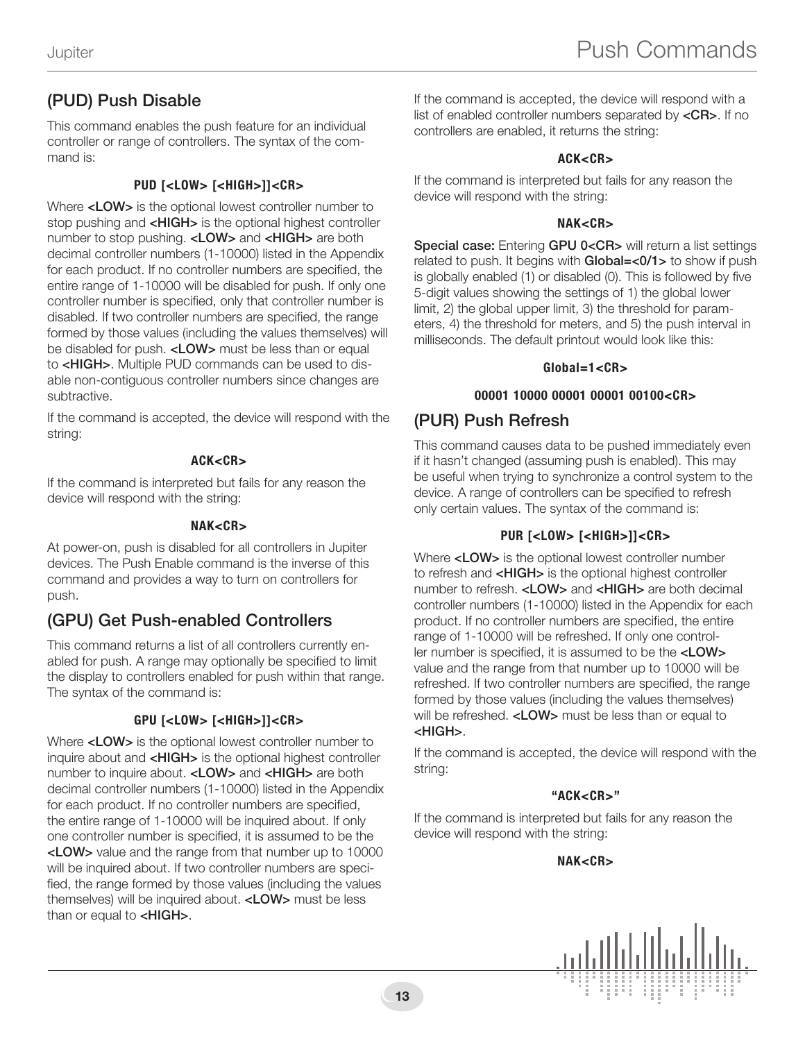## (PUD) Push Disable

This command enables the push feature for an individual controller or range of controllers. The syntax of the command is:

**PUD [<LOW> [<HIGH>]]<CR>**

Where **<LOW>** is the optional lowest controller number to stop pushing and **<HIGH>** is the optional highest controller number to stop pushing. **<LOW>** and **<HIGH>** are both decimal controller numbers (1-10000) listed in the Appendix for each product. If no controller numbers are specified, the entire range of 1-10000 will be disabled for push. If only one controller number is specified, only that controller number is disabled. If two controller numbers are specified, the range formed by those values (including the values themselves) will be disabled for push. **<LOW>** must be less than or equal to **<HIGH>**. Multiple PUD commands can be used to disable non-contiguous controller numbers since changes are subtractive.

If the command is accepted, the device will respond with the string:

**ACK<CR>**

If the command is interpreted but fails for any reason the device will respond with the string:

**NAK<CR>**

At power-on, push is disabled for all controllers in Jupiter devices. The Push Enable command is the inverse of this command and provides a way to turn on controllers for push.

## (GPU) Get Push-enabled Controllers

This command returns a list of all controllers currently enabled for push. A range may optionally be specified to limit the display to controllers enabled for push within that range. The syntax of the command is:

**GPU [<LOW> [<HIGH>]]<CR>**

Where **<LOW>** is the optional lowest controller number to inquire about and **<HIGH>** is the optional highest controller number to inquire about. **<LOW>** and **<HIGH>** are both decimal controller numbers (1-10000) listed in the Appendix for each product. If no controller numbers are specified, the entire range of 1-10000 will be inquired about. If only one controller number is specified, it is assumed to be the **<LOW>** value and the range from that number up to 10000 will be inquired about. If two controller numbers are specified, the range formed by those values (including the values themselves) will be inquired about. **<LOW>** must be less than or equal to **<HIGH>**.

If the command is accepted, the device will respond with a list of enabled controller numbers separated by **<CR>**. If no controllers are enabled, it returns the string:

**ACK<CR>**

If the command is interpreted but fails for any reason the device will respond with the string:

**NAK<CR>**

**Special case:** Entering **GPU 0<CR>** will return a list settings related to push. It begins with **Global=<0/1>** to show if push is globally enabled (1) or disabled (0). This is followed by five 5-digit values showing the settings of 1) the global lower limit, 2) the global upper limit, 3) the threshold for parameters, 4) the threshold for meters, and 5) the push interval in milliseconds. The default printout would look like this:

**Global=1<CR>**

**00001 10000 00001 00001 00100<CR>**

## (PUR) Push Refresh

This command causes data to be pushed immediately even if it hasn't changed (assuming push is enabled). This may be useful when trying to synchronize a control system to the device. A range of controllers can be specified to refresh only certain values. The syntax of the command is:

**PUR [<LOW> [<HIGH>]]<CR>**

Where **<LOW>** is the optional lowest controller number to refresh and **<HIGH>** is the optional highest controller number to refresh. **<LOW>** and **<HIGH>** are both decimal controller numbers (1-10000) listed in the Appendix for each product. If no controller numbers are specified, the entire range of 1-10000 will be refreshed. If only one controller number is specified, it is assumed to be the **<LOW>** value and the range from that number up to 10000 will be refreshed. If two controller numbers are specified, the range formed by those values (including the values themselves) will be refreshed. **<LOW>** must be less than or equal to **<HIGH>**.

If the command is accepted, the device will respond with the string:

**"ACK<CR>"**

If the command is interpreted but fails for any reason the device will respond with the string:

**NAK<CR>**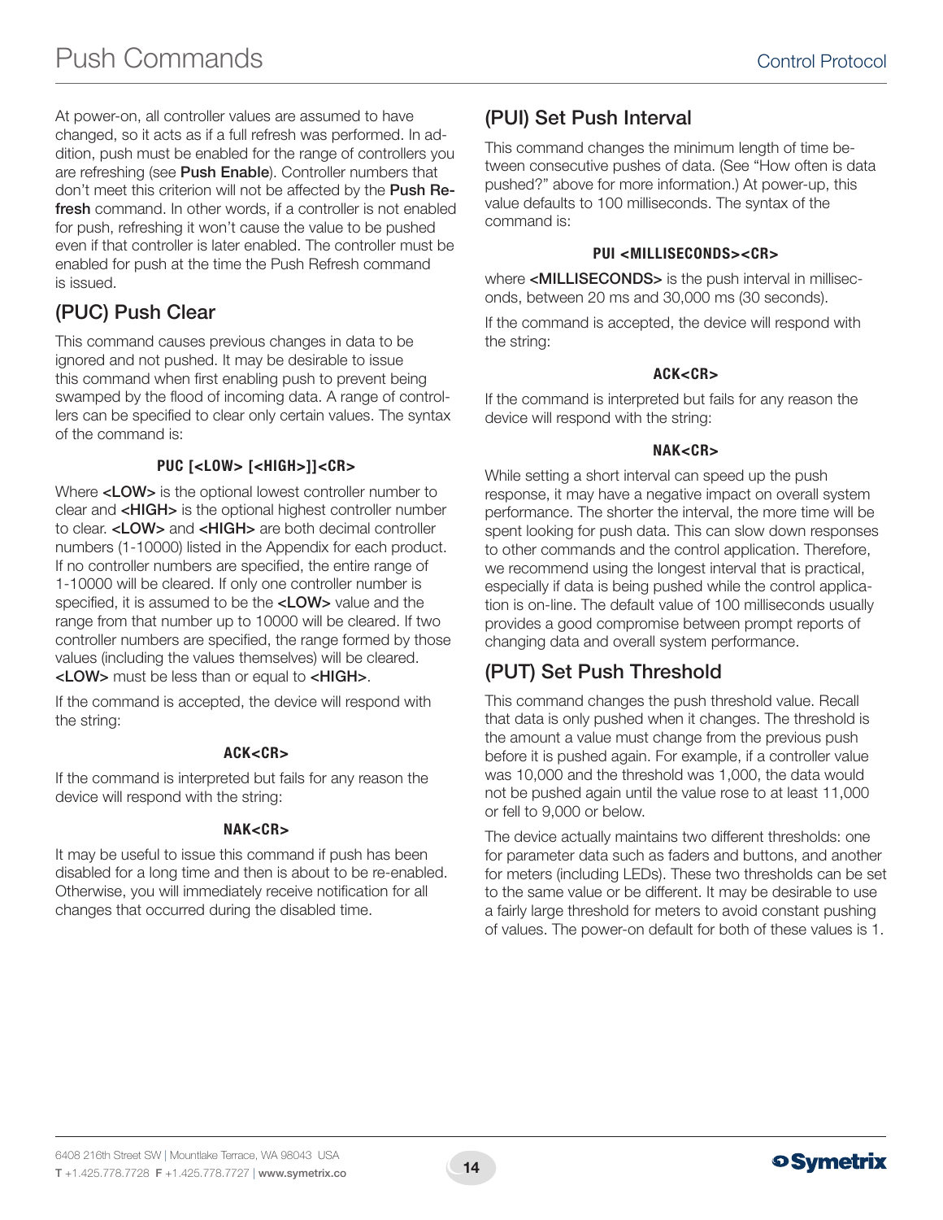At power-on, all controller values are assumed to have changed, so it acts as if a full refresh was performed. In addition, push must be enabled for the range of controllers you are refreshing (see **Push Enable**). Controller numbers that don't meet this criterion will not be affected by the **Push Refresh** command. In other words, if a controller is not enabled for push, refreshing it won't cause the value to be pushed even if that controller is later enabled. The controller must be enabled for push at the time the Push Refresh command is issued.

## (PUC) Push Clear

This command causes previous changes in data to be ignored and not pushed. It may be desirable to issue this command when first enabling push to prevent being swamped by the flood of incoming data. A range of controllers can be specified to clear only certain values. The syntax of the command is:

**PUC [<LOW> [<HIGH>]]<CR>**

Where **<LOW>** is the optional lowest controller number to clear and **<HIGH>** is the optional highest controller number to clear. **<LOW>** and **<HIGH>** are both decimal controller numbers (1-10000) listed in the Appendix for each product. If no controller numbers are specified, the entire range of 1-10000 will be cleared. If only one controller number is specified, it is assumed to be the **<LOW>** value and the range from that number up to 10000 will be cleared. If two controller numbers are specified, the range formed by those values (including the values themselves) will be cleared. **<LOW>** must be less than or equal to **<HIGH>**.

If the command is accepted, the device will respond with the string:

**ACK<CR>**

If the command is interpreted but fails for any reason the device will respond with the string:

**NAK<CR>**

It may be useful to issue this command if push has been disabled for a long time and then is about to be re-enabled. Otherwise, you will immediately receive notification for all changes that occurred during the disabled time.

## (PUI) Set Push Interval

This command changes the minimum length of time between consecutive pushes of data. (See "How often is data pushed?" above for more information.) At power-up, this value defaults to 100 milliseconds. The syntax of the command is:

**PUI <MILLISECONDS><CR>**

where **<MILLISECONDS>** is the push interval in milliseconds, between 20 ms and 30,000 ms (30 seconds).

If the command is accepted, the device will respond with the string:

**ACK<CR>**

If the command is interpreted but fails for any reason the device will respond with the string:

**NAK<CR>**

While setting a short interval can speed up the push response, it may have a negative impact on overall system performance. The shorter the interval, the more time will be spent looking for push data. This can slow down responses to other commands and the control application. Therefore, we recommend using the longest interval that is practical, especially if data is being pushed while the control application is on-line. The default value of 100 milliseconds usually provides a good compromise between prompt reports of changing data and overall system performance.

## (PUT) Set Push Threshold

This command changes the push threshold value. Recall that data is only pushed when it changes. The threshold is the amount a value must change from the previous push before it is pushed again. For example, if a controller value was 10,000 and the threshold was 1,000, the data would not be pushed again until the value rose to at least 11,000 or fell to 9,000 or below.

The device actually maintains two different thresholds: one for parameter data such as faders and buttons, and another for meters (including LEDs). These two thresholds can be set to the same value or be different. It may be desirable to use a fairly large threshold for meters to avoid constant pushing of values. The power-on default for both of these values is 1.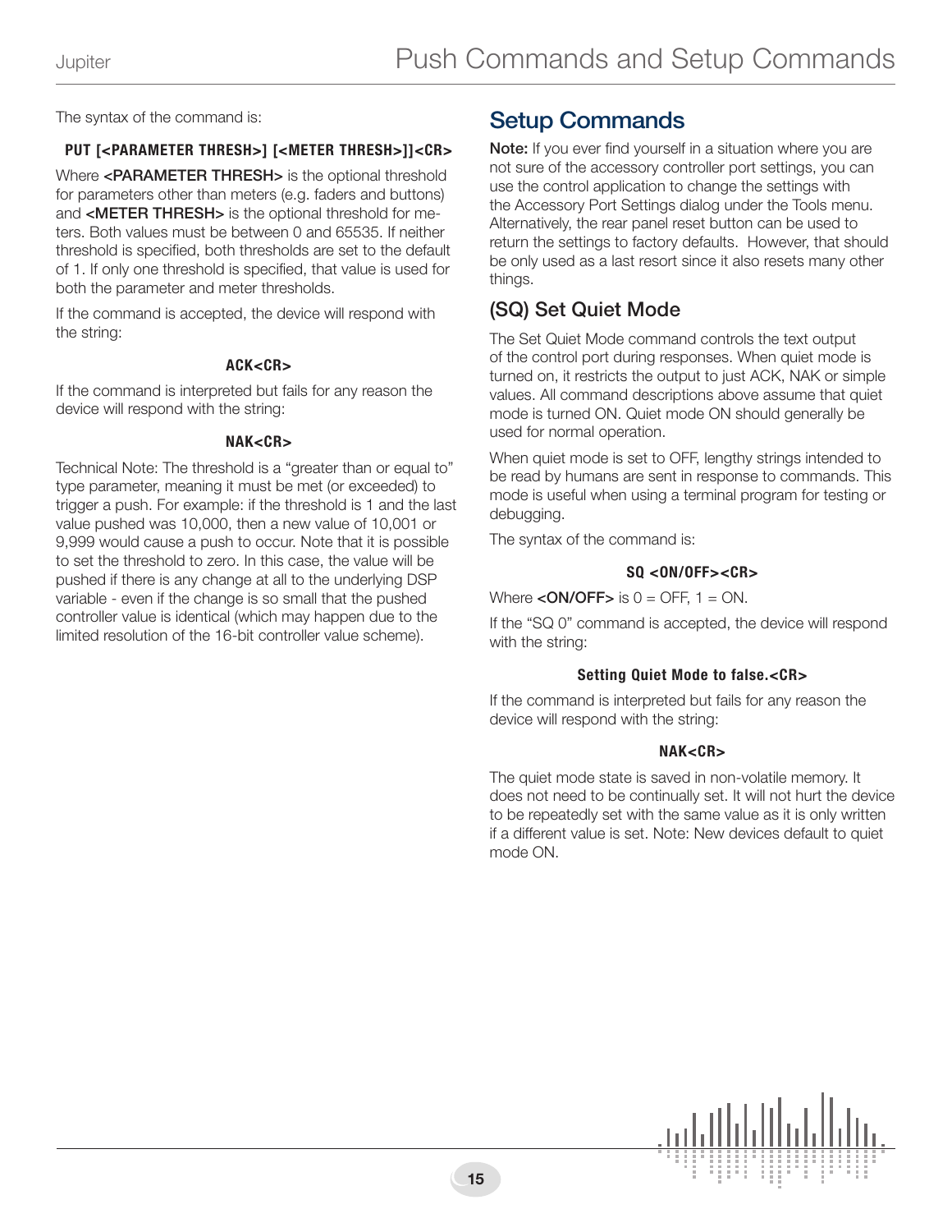The syntax of the command is:

**PUT [<PARAMETER THRESH>] [<METER THRESH>]]<CR>**

Where **<PARAMETER THRESH>** is the optional threshold for parameters other than meters (e.g. faders and buttons) and **<METER THRESH>** is the optional threshold for meters. Both values must be between 0 and 65535. If neither threshold is specified, both thresholds are set to the default of 1. If only one threshold is specified, that value is used for both the parameter and meter thresholds.

If the command is accepted, the device will respond with the string:

**ACK<CR>**

If the command is interpreted but fails for any reason the device will respond with the string:

**NAK<CR>**

Technical Note: The threshold is a "greater than or equal to" type parameter, meaning it must be met (or exceeded) to trigger a push. For example: if the threshold is 1 and the last value pushed was 10,000, then a new value of 10,001 or 9,999 would cause a push to occur. Note that it is possible to set the threshold to zero. In this case, the value will be pushed if there is any change at all to the underlying DSP variable - even if the change is so small that the pushed controller value is identical (which may happen due to the limited resolution of the 16-bit controller value scheme).

## Setup Commands

**Note:** If you ever find yourself in a situation where you are not sure of the accessory controller port settings, you can use the control application to change the settings with the Accessory Port Settings dialog under the Tools menu. Alternatively, the rear panel reset button can be used to return the settings to factory defaults. However, that should be only used as a last resort since it also resets many other things.

### (SQ) Set Quiet Mode

The Set Quiet Mode command controls the text output of the control port during responses. When quiet mode is turned on, it restricts the output to just ACK, NAK or simple values. All command descriptions above assume that quiet mode is turned ON. Quiet mode ON should generally be used for normal operation.

When quiet mode is set to OFF, lengthy strings intended to be read by humans are sent in response to commands. This mode is useful when using a terminal program for testing or debugging.

The syntax of the command is:

**SQ <ON/OFF><CR>**

Where **<ON/OFF>** is 0 = OFF, 1 = ON.

If the "SQ 0" command is accepted, the device will respond with the string:

**Setting Quiet Mode to false.<CR>**

If the command is interpreted but fails for any reason the device will respond with the string:

**NAK<CR>**

The quiet mode state is saved in non-volatile memory. It does not need to be continually set. It will not hurt the device to be repeatedly set with the same value as it is only written if a different value is set. Note: New devices default to quiet mode ON.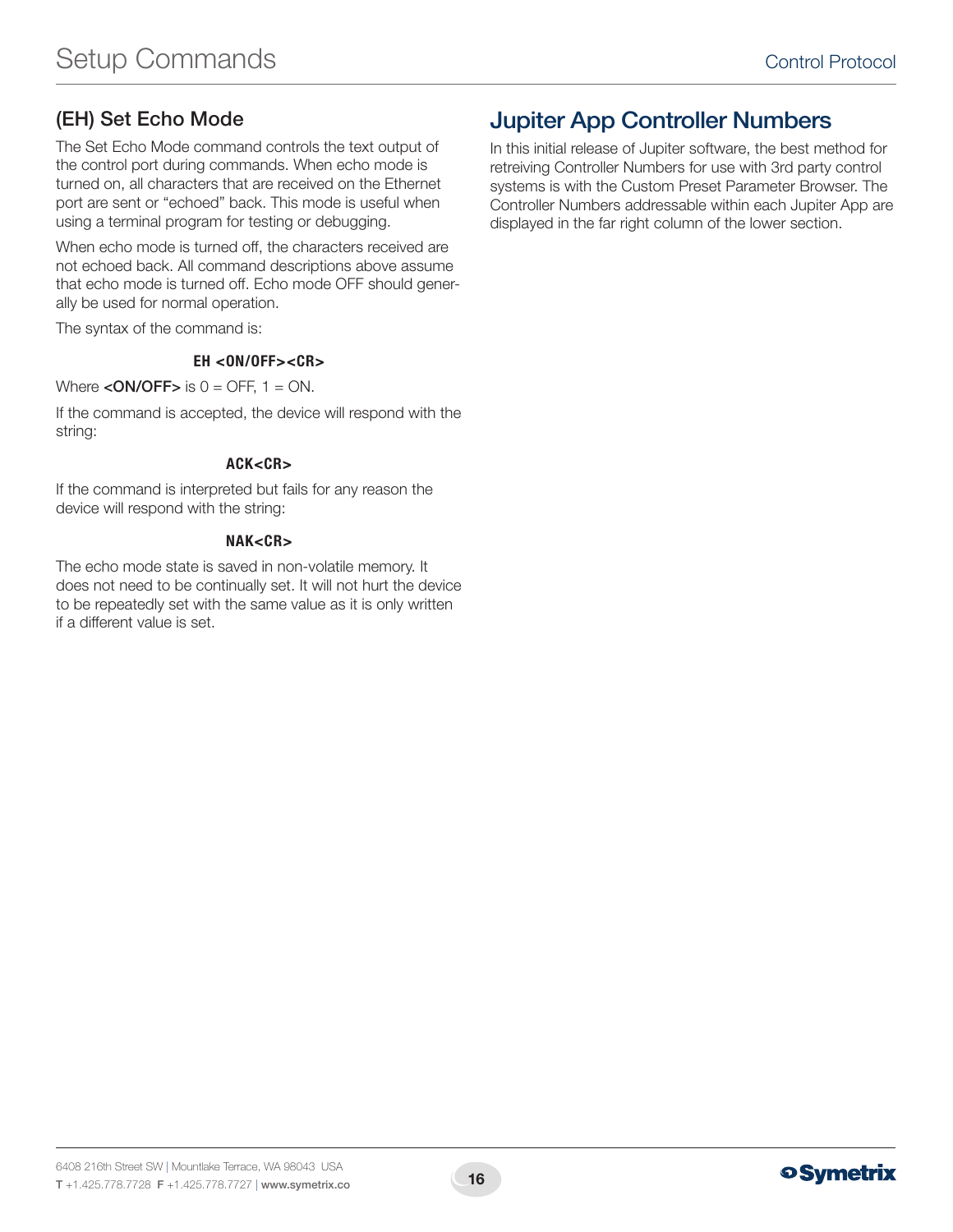## (EH) Set Echo Mode

The Set Echo Mode command controls the text output of the control port during commands. When echo mode is turned on, all characters that are received on the Ethernet port are sent or "echoed" back. This mode is useful when using a terminal program for testing or debugging.

When echo mode is turned off, the characters received are not echoed back. All command descriptions above assume that echo mode is turned off. Echo mode OFF should generally be used for normal operation.

The syntax of the command is:

```
EH <ON/OFF><CR>
```

Where **<ON/OFF>** is 0 = OFF, 1 = ON.

If the command is accepted, the device will respond with the string:

```
ACK<CR>
```

If the command is interpreted but fails for any reason the device will respond with the string:

```
NAK<CR>
```

The echo mode state is saved in non-volatile memory. It does not need to be continually set. It will not hurt the device to be repeatedly set with the same value as it is only written if a different value is set.

## Jupiter App Controller Numbers

In this initial release of Jupiter software, the best method for retreiving Controller Numbers for use with 3rd party control systems is with the Custom Preset Parameter Browser. The Controller Numbers addressable within each Jupiter App are displayed in the far right column of the lower section.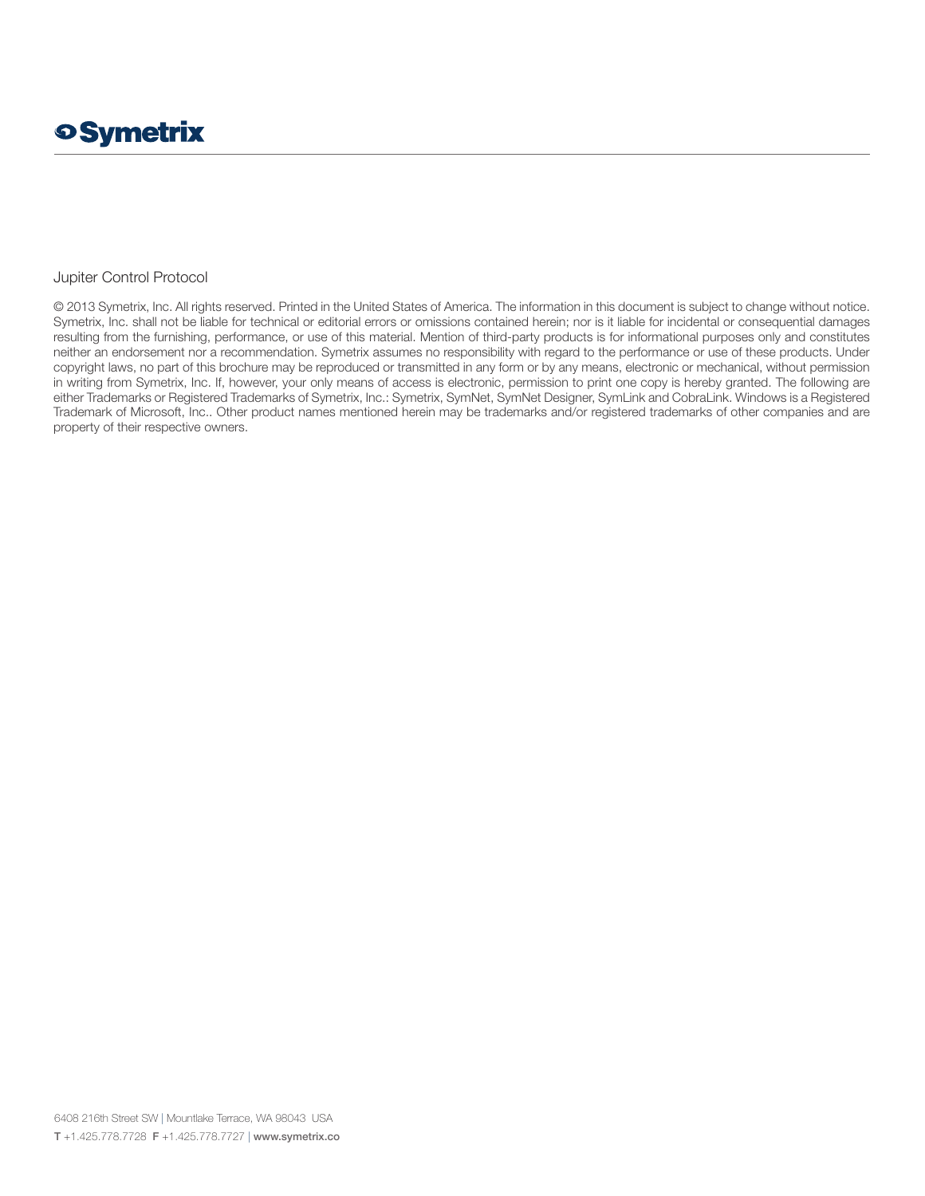# Symetrix

Jupiter Control Protocol

© 2013 Symetrix, Inc. All rights reserved. Printed in the United States of America. The information in this document is subject to change without notice. Symetrix, Inc. shall not be liable for technical or editorial errors or omissions contained herein; nor is it liable for incidental or consequential damages resulting from the furnishing, performance, or use of this material. Mention of third-party products is for informational purposes only and constitutes neither an endorsement nor a recommendation. Symetrix assumes no responsibility with regard to the performance or use of these products. Under copyright laws, no part of this brochure may be reproduced or transmitted in any form or by any means, electronic or mechanical, without permission in writing from Symetrix, Inc. If, however, your only means of access is electronic, permission to print one copy is hereby granted. The following are either Trademarks or Registered Trademarks of Symetrix, Inc.: Symetrix, SymNet, SymNet Designer, SymLink and CobraLink. Windows is a Registered Trademark of Microsoft, Inc.. Other product names mentioned herein may be trademarks and/or registered trademarks of other companies and are property of their respective owners.

6408 216th Street SW | Mountlake Terrace, WA 98043 USA

**T** +1.425.778.7728 **F** +1.425.778.7727 | **www.symetrix.co**